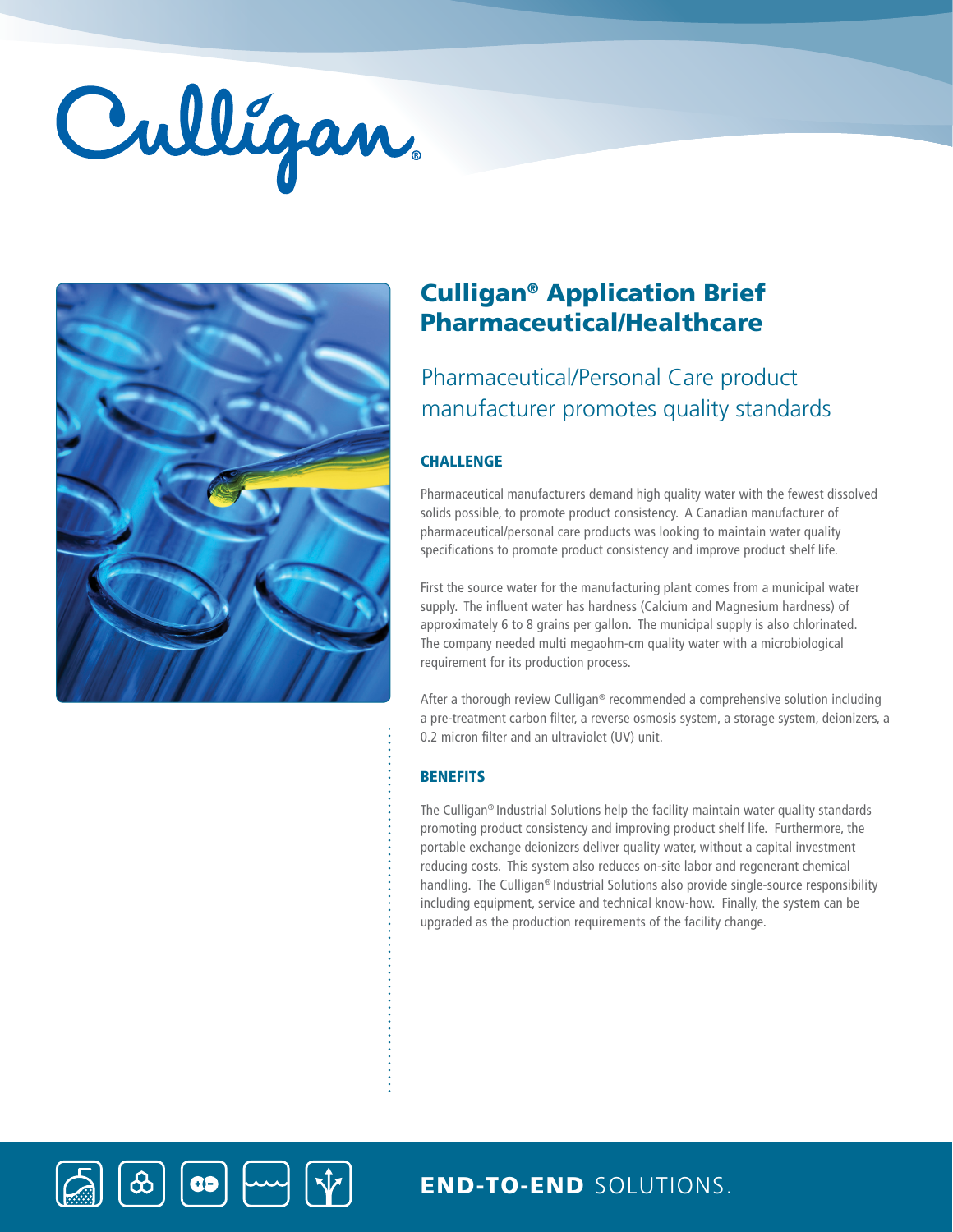Culligan®

# Culligan® Application Brief Pharmaceutical/Healthcare

## Pharmaceutical/Personal Care product manufacturer promotes quality standards

### CHALLENGE

Pharmaceutical manufacturers demand high quality water with the fewest dissolved solids possible, to promote product consistency. A Canadian manufacturer of pharmaceutical/personal care products was looking to maintain water quality specifications to promote product consistency and improve product shelf life.

First the source water for the manufacturing plant comes from a municipal water supply. The influent water has hardness (Calcium and Magnesium hardness) of approximately 6 to 8 grains per gallon. The municipal supply is also chlorinated. The company needed multi megaohm-cm quality water with a microbiological requirement for its production process.

After a thorough review Culligan® recommended a comprehensive solution including a pre-treatment carbon filter, a reverse osmosis system, a storage system, deionizers, a 0.2 micron filter and an ultraviolet (UV) unit.

### BENEFITS

The Culligan® Industrial Solutions help the facility maintain water quality standards promoting product consistency and improving product shelf life. Furthermore, the portable exchange deionizers deliver quality water, without a capital investment reducing costs. This system also reduces on-site labor and regenerant chemical handling. The Culligan® Industrial Solutions also provide single-source responsibility including equipment, service and technical know-how. Finally, the system can be upgraded as the production requirements of the facility change.

**END-TO-END** SOLUTIONS.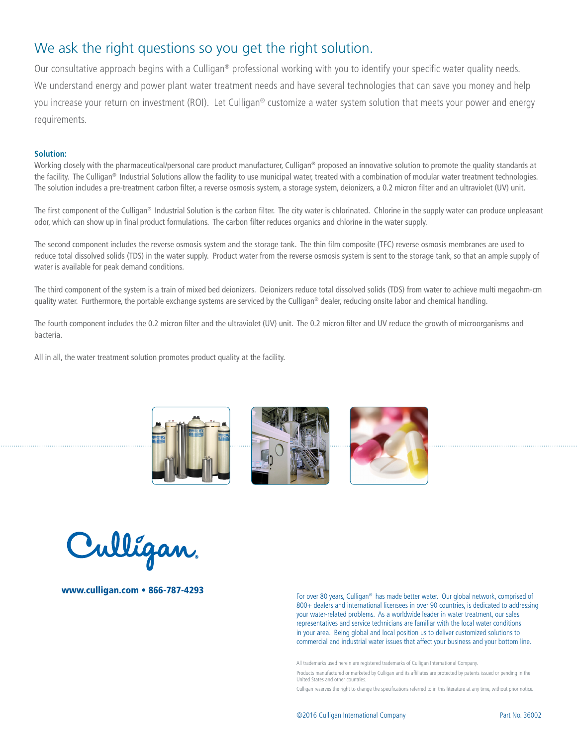## We ask the right questions so you get the right solution.

Our consultative approach begins with a Culligan® professional working with you to identify your specific water quality needs. We understand energy and power plant water treatment needs and have several technologies that can save you money and help you increase your return on investment (ROI). Let Culligan® customize a water system solution that meets your power and energy requirements.

**Solution:**

Working closely with the pharmaceutical/personal care product manufacturer, Culligan® proposed an innovative solution to promote the quality standards at the facility. The Culligan® Industrial Solutions allow the facility to use municipal water, treated with a combination of modular water treatment technologies. The solution includes a pre-treatment carbon filter, a reverse osmosis system, a storage system, deionizers, a 0.2 micron filter and an ultraviolet (UV) unit.

The first component of the Culligan® Industrial Solution is the carbon filter. The city water is chlorinated. Chlorine in the supply water can produce unpleasant odor, which can show up in final product formulations. The carbon filter reduces organics and chlorine in the water supply.

The second component includes the reverse osmosis system and the storage tank. The thin film composite (TFC) reverse osmosis membranes are used to reduce total dissolved solids (TDS) in the water supply. Product water from the reverse osmosis system is sent to the storage tank, so that an ample supply of water is available for peak demand conditions.

The third component of the system is a train of mixed bed deionizers. Deionizers reduce total dissolved solids (TDS) from water to achieve multi megaohm-cm quality water. Furthermore, the portable exchange systems are serviced by the Culligan® dealer, reducing onsite labor and chemical handling.

The fourth component includes the 0.2 micron filter and the ultraviolet (UV) unit. The 0.2 micron filter and UV reduce the growth of microorganisms and bacteria.

All in all, the water treatment solution promotes product quality at the facility.

Culligan

**www.culligan.com • 866-787-4293**

For over 80 years, Culligan® has made better water. Our global network, comprised of 800+ dealers and international licensees in over 90 countries, is dedicated to addressing your water-related problems. As a worldwide leader in water treatment, our sales representatives and service technicians are familiar with the local water conditions in your area. Being global and local position us to deliver customized solutions to commercial and industrial water issues that affect your business and your bottom line.

All trademarks used herein are registered trademarks of Culligan International Company.

Products manufactured or marketed by Culligan and its affiliates are protected by patents issued or pending in the United States and other countries.

Culligan reserves the right to change the specifications referred to in this literature at any time, without prior notice.

©2016 Culligan International Company

Part No. 36002